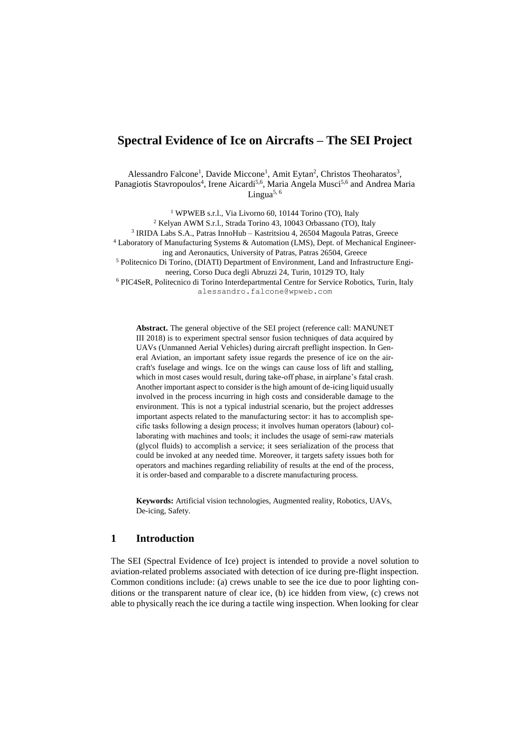# Spectral Evidence of Ice on Aircrafts – The SEI Project

Alessandro Falcone[1], Davide Miccone[1], Amit Eytan[2], Christos Theoharatos[3], Panagiotis Stavropoulos[4], Irene Aicardi[5,6], Maria Angela Musci[5,6] and Andrea Maria Lingua[5, 6]

[1] WPWEB s.r.l., Via Livorno 60, 10144 Torino (TO), Italy
[2] Kelyan AWM S.r.l., Strada Torino 43, 10043 Orbassano (TO), Italy
[3] IRIDA Labs S.A., Patras InnoHub – Kastritsiou 4, 26504 Magoula Patras, Greece
[4] Laboratory of Manufacturing Systems & Automation (LMS), Dept. of Mechanical Engineering and Aeronautics, University of Patras, Patras 26504, Greece
[5] Politecnico Di Torino, (DIATI) Department of Environment, Land and Infrastructure Engineering, Corso Duca degli Abruzzi 24, Turin, 10129 TO, Italy
[6] PIC4SeR, Politecnico di Torino Interdepartmental Centre for Service Robotics, Turin, Italy
alessandro.falcone@wpweb.com

**Abstract.** The general objective of the SEI project (reference call: MANUNET III 2018) is to experiment spectral sensor fusion techniques of data acquired by UAVs (Unmanned Aerial Vehicles) during aircraft preflight inspection. In General Aviation, an important safety issue regards the presence of ice on the aircraft's fuselage and wings. Ice on the wings can cause loss of lift and stalling, which in most cases would result, during take-off phase, in airplane's fatal crash. Another important aspect to consider is the high amount of de-icing liquid usually involved in the process incurring in high costs and considerable damage to the environment. This is not a typical industrial scenario, but the project addresses important aspects related to the manufacturing sector: it has to accomplish specific tasks following a design process; it involves human operators (labour) collaborating with machines and tools; it includes the usage of semi-raw materials (glycol fluids) to accomplish a service; it sees serialization of the process that could be invoked at any needed time. Moreover, it targets safety issues both for operators and machines regarding reliability of results at the end of the process, it is order-based and comparable to a discrete manufacturing process.

**Keywords:** Artificial vision technologies, Augmented reality, Robotics, UAVs, De-icing, Safety.

## 1 Introduction

The SEI (Spectral Evidence of Ice) project is intended to provide a novel solution to aviation-related problems associated with detection of ice during pre-flight inspection. Common conditions include: (a) crews unable to see the ice due to poor lighting conditions or the transparent nature of clear ice, (b) ice hidden from view, (c) crews not able to physically reach the ice during a tactile wing inspection. When looking for clear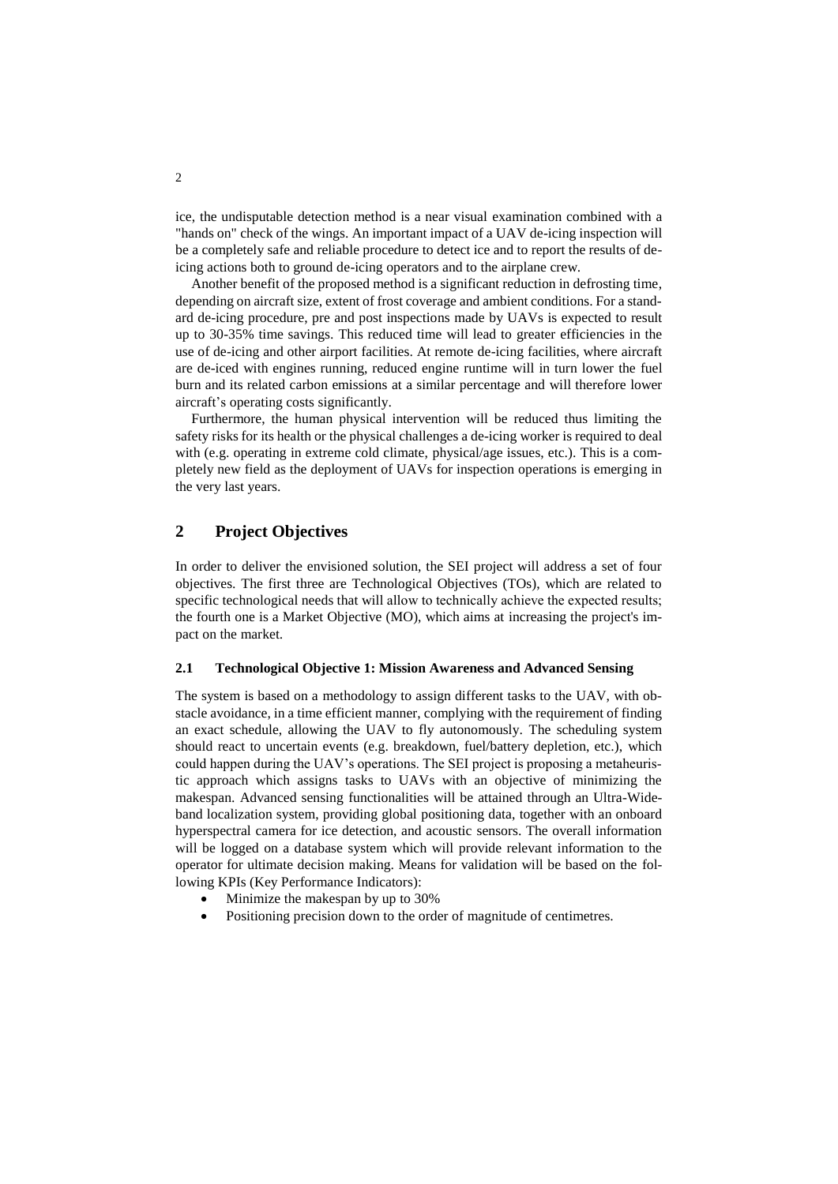ice, the undisputable detection method is a near visual examination combined with a "hands on" check of the wings. An important impact of a UAV de-icing inspection will be a completely safe and reliable procedure to detect ice and to report the results of de-icing actions both to ground de-icing operators and to the airplane crew.

Another benefit of the proposed method is a significant reduction in defrosting time, depending on aircraft size, extent of frost coverage and ambient conditions. For a standard de-icing procedure, pre and post inspections made by UAVs is expected to result up to 30-35% time savings. This reduced time will lead to greater efficiencies in the use of de-icing and other airport facilities. At remote de-icing facilities, where aircraft are de-iced with engines running, reduced engine runtime will in turn lower the fuel burn and its related carbon emissions at a similar percentage and will therefore lower aircraft's operating costs significantly.

Furthermore, the human physical intervention will be reduced thus limiting the safety risks for its health or the physical challenges a de-icing worker is required to deal with (e.g. operating in extreme cold climate, physical/age issues, etc.). This is a completely new field as the deployment of UAVs for inspection operations is emerging in the very last years.

## 2 Project Objectives

In order to deliver the envisioned solution, the SEI project will address a set of four objectives. The first three are Technological Objectives (TOs), which are related to specific technological needs that will allow to technically achieve the expected results; the fourth one is a Market Objective (MO), which aims at increasing the project's impact on the market.

### 2.1 Technological Objective 1: Mission Awareness and Advanced Sensing

The system is based on a methodology to assign different tasks to the UAV, with obstacle avoidance, in a time efficient manner, complying with the requirement of finding an exact schedule, allowing the UAV to fly autonomously. The scheduling system should react to uncertain events (e.g. breakdown, fuel/battery depletion, etc.), which could happen during the UAV's operations. The SEI project is proposing a metaheuristic approach which assigns tasks to UAVs with an objective of minimizing the makespan. Advanced sensing functionalities will be attained through an Ultra-Wideband localization system, providing global positioning data, together with an onboard hyperspectral camera for ice detection, and acoustic sensors. The overall information will be logged on a database system which will provide relevant information to the operator for ultimate decision making. Means for validation will be based on the following KPIs (Key Performance Indicators):

- Minimize the makespan by up to 30%
- Positioning precision down to the order of magnitude of centimetres.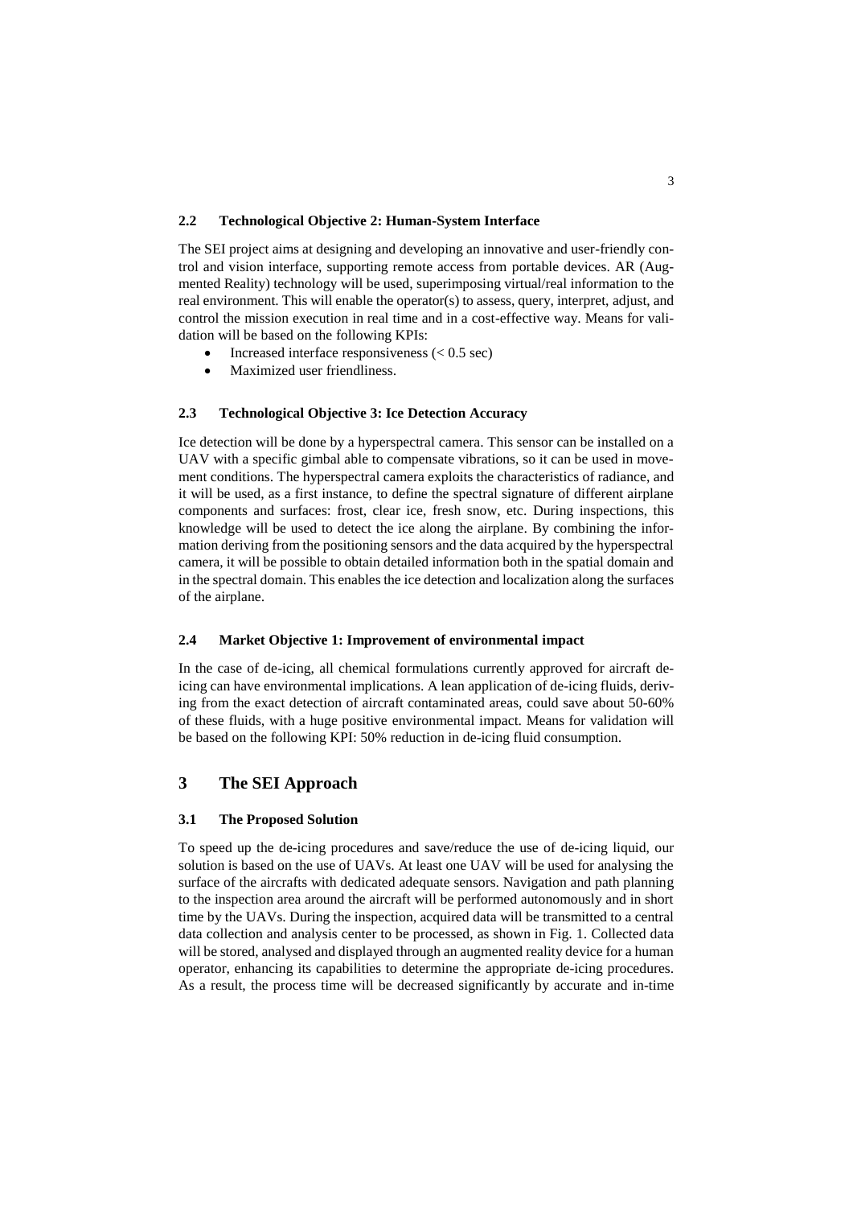### 2.2 Technological Objective 2: Human-System Interface

The SEI project aims at designing and developing an innovative and user-friendly control and vision interface, supporting remote access from portable devices. AR (Augmented Reality) technology will be used, superimposing virtual/real information to the real environment. This will enable the operator(s) to assess, query, interpret, adjust, and control the mission execution in real time and in a cost-effective way. Means for validation will be based on the following KPIs:

- Increased interface responsiveness (< 0.5 sec)
- Maximized user friendliness.

### 2.3 Technological Objective 3: Ice Detection Accuracy

Ice detection will be done by a hyperspectral camera. This sensor can be installed on a UAV with a specific gimbal able to compensate vibrations, so it can be used in movement conditions. The hyperspectral camera exploits the characteristics of radiance, and it will be used, as a first instance, to define the spectral signature of different airplane components and surfaces: frost, clear ice, fresh snow, etc. During inspections, this knowledge will be used to detect the ice along the airplane. By combining the information deriving from the positioning sensors and the data acquired by the hyperspectral camera, it will be possible to obtain detailed information both in the spatial domain and in the spectral domain. This enables the ice detection and localization along the surfaces of the airplane.

### 2.4 Market Objective 1: Improvement of environmental impact

In the case of de-icing, all chemical formulations currently approved for aircraft de-icing can have environmental implications. A lean application of de-icing fluids, deriving from the exact detection of aircraft contaminated areas, could save about 50-60% of these fluids, with a huge positive environmental impact. Means for validation will be based on the following KPI: 50% reduction in de-icing fluid consumption.

## 3 The SEI Approach

### 3.1 The Proposed Solution

To speed up the de-icing procedures and save/reduce the use of de-icing liquid, our solution is based on the use of UAVs. At least one UAV will be used for analysing the surface of the aircrafts with dedicated adequate sensors. Navigation and path planning to the inspection area around the aircraft will be performed autonomously and in short time by the UAVs. During the inspection, acquired data will be transmitted to a central data collection and analysis center to be processed, as shown in Fig. 1. Collected data will be stored, analysed and displayed through an augmented reality device for a human operator, enhancing its capabilities to determine the appropriate de-icing procedures. As a result, the process time will be decreased significantly by accurate and in-time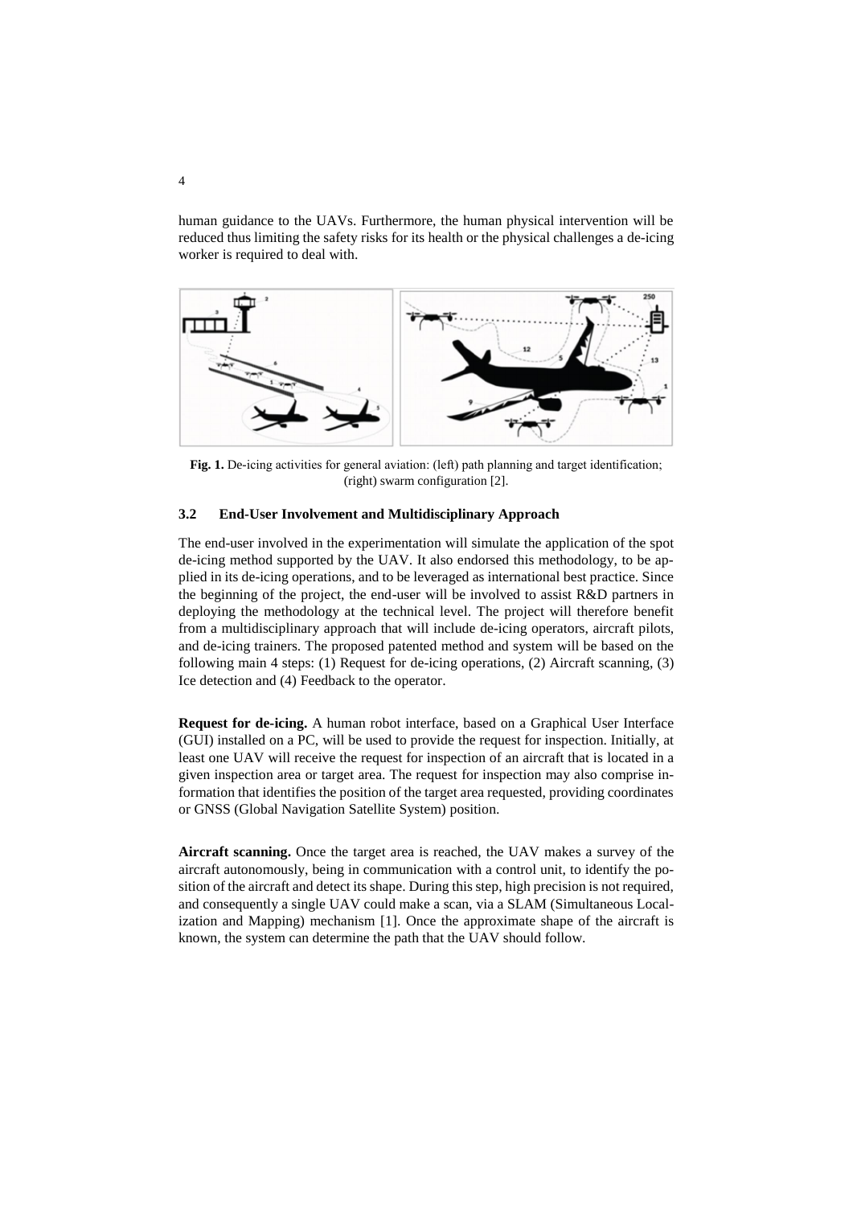human guidance to the UAVs. Furthermore, the human physical intervention will be reduced thus limiting the safety risks for its health or the physical challenges a de-icing worker is required to deal with.

**Fig. 1.** De-icing activities for general aviation: (left) path planning and target identification; (right) swarm configuration [2].

### 3.2 End-User Involvement and Multidisciplinary Approach

The end-user involved in the experimentation will simulate the application of the spot de-icing method supported by the UAV. It also endorsed this methodology, to be applied in its de-icing operations, and to be leveraged as international best practice. Since the beginning of the project, the end-user will be involved to assist R&D partners in deploying the methodology at the technical level. The project will therefore benefit from a multidisciplinary approach that will include de-icing operators, aircraft pilots, and de-icing trainers. The proposed patented method and system will be based on the following main 4 steps: (1) Request for de-icing operations, (2) Aircraft scanning, (3) Ice detection and (4) Feedback to the operator.

**Request for de-icing.** A human robot interface, based on a Graphical User Interface (GUI) installed on a PC, will be used to provide the request for inspection. Initially, at least one UAV will receive the request for inspection of an aircraft that is located in a given inspection area or target area. The request for inspection may also comprise information that identifies the position of the target area requested, providing coordinates or GNSS (Global Navigation Satellite System) position.

**Aircraft scanning.** Once the target area is reached, the UAV makes a survey of the aircraft autonomously, being in communication with a control unit, to identify the position of the aircraft and detect its shape. During this step, high precision is not required, and consequently a single UAV could make a scan, via a SLAM (Simultaneous Localization and Mapping) mechanism [1]. Once the approximate shape of the aircraft is known, the system can determine the path that the UAV should follow.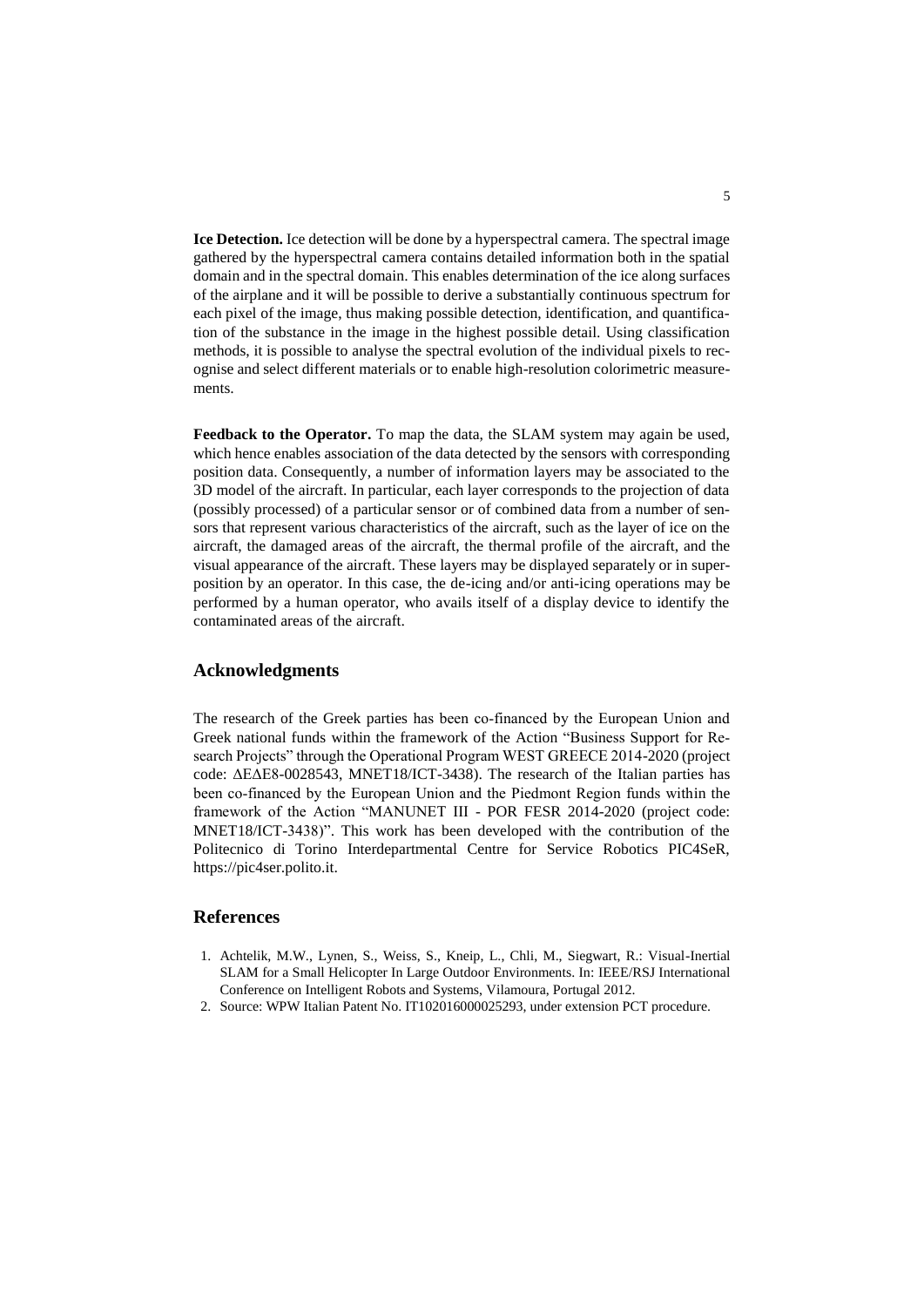**Ice Detection.** Ice detection will be done by a hyperspectral camera. The spectral image gathered by the hyperspectral camera contains detailed information both in the spatial domain and in the spectral domain. This enables determination of the ice along surfaces of the airplane and it will be possible to derive a substantially continuous spectrum for each pixel of the image, thus making possible detection, identification, and quantification of the substance in the image in the highest possible detail. Using classification methods, it is possible to analyse the spectral evolution of the individual pixels to recognise and select different materials or to enable high-resolution colorimetric measurements.

**Feedback to the Operator.** To map the data, the SLAM system may again be used, which hence enables association of the data detected by the sensors with corresponding position data. Consequently, a number of information layers may be associated to the 3D model of the aircraft. In particular, each layer corresponds to the projection of data (possibly processed) of a particular sensor or of combined data from a number of sensors that represent various characteristics of the aircraft, such as the layer of ice on the aircraft, the damaged areas of the aircraft, the thermal profile of the aircraft, and the visual appearance of the aircraft. These layers may be displayed separately or in superposition by an operator. In this case, the de-icing and/or anti-icing operations may be performed by a human operator, who avails itself of a display device to identify the contaminated areas of the aircraft.

## Acknowledgments

The research of the Greek parties has been co-financed by the European Union and Greek national funds within the framework of the Action "Business Support for Research Projects" through the Operational Program WEST GREECE 2014-2020 (project code: ΔΕΔΕ8-0028543, MNET18/ICT-3438). The research of the Italian parties has been co-financed by the European Union and the Piedmont Region funds within the framework of the Action "MANUNET III - POR FESR 2014-2020 (project code: MNET18/ICT-3438)". This work has been developed with the contribution of the Politecnico di Torino Interdepartmental Centre for Service Robotics PIC4SeR, https://pic4ser.polito.it.

## References

1. Achtelik, M.W., Lynen, S., Weiss, S., Kneip, L., Chli, M., Siegwart, R.: Visual-Inertial SLAM for a Small Helicopter In Large Outdoor Environments. In: IEEE/RSJ International Conference on Intelligent Robots and Systems, Vilamoura, Portugal 2012.
2. Source: WPW Italian Patent No. IT102016000025293, under extension PCT procedure.